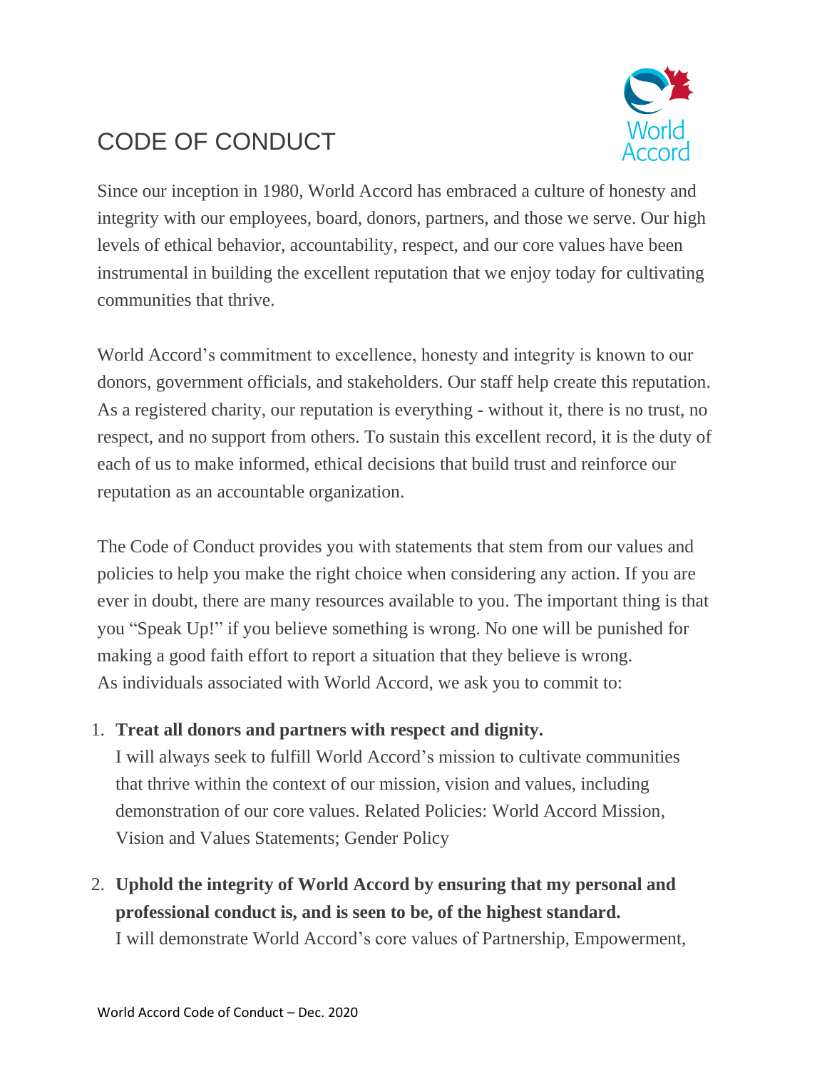# CODE OF CONDUCT

Since our inception in 1980, World Accord has embraced a culture of honesty and integrity with our employees, board, donors, partners, and those we serve. Our high levels of ethical behavior, accountability, respect, and our core values have been instrumental in building the excellent reputation that we enjoy today for cultivating communities that thrive.

World Accord's commitment to excellence, honesty and integrity is known to our donors, government officials, and stakeholders. Our staff help create this reputation. As a registered charity, our reputation is everything - without it, there is no trust, no respect, and no support from others. To sustain this excellent record, it is the duty of each of us to make informed, ethical decisions that build trust and reinforce our reputation as an accountable organization.

The Code of Conduct provides you with statements that stem from our values and policies to help you make the right choice when considering any action. If you are ever in doubt, there are many resources available to you. The important thing is that you "Speak Up!" if you believe something is wrong. No one will be punished for making a good faith effort to report a situation that they believe is wrong.
As individuals associated with World Accord, we ask you to commit to:

1. **Treat all donors and partners with respect and dignity.**
   I will always seek to fulfill World Accord's mission to cultivate communities that thrive within the context of our mission, vision and values, including demonstration of our core values. Related Policies: World Accord Mission, Vision and Values Statements; Gender Policy

2. **Uphold the integrity of World Accord by ensuring that my personal and professional conduct is, and is seen to be, of the highest standard.**
   I will demonstrate World Accord's core values of Partnership, Empowerment,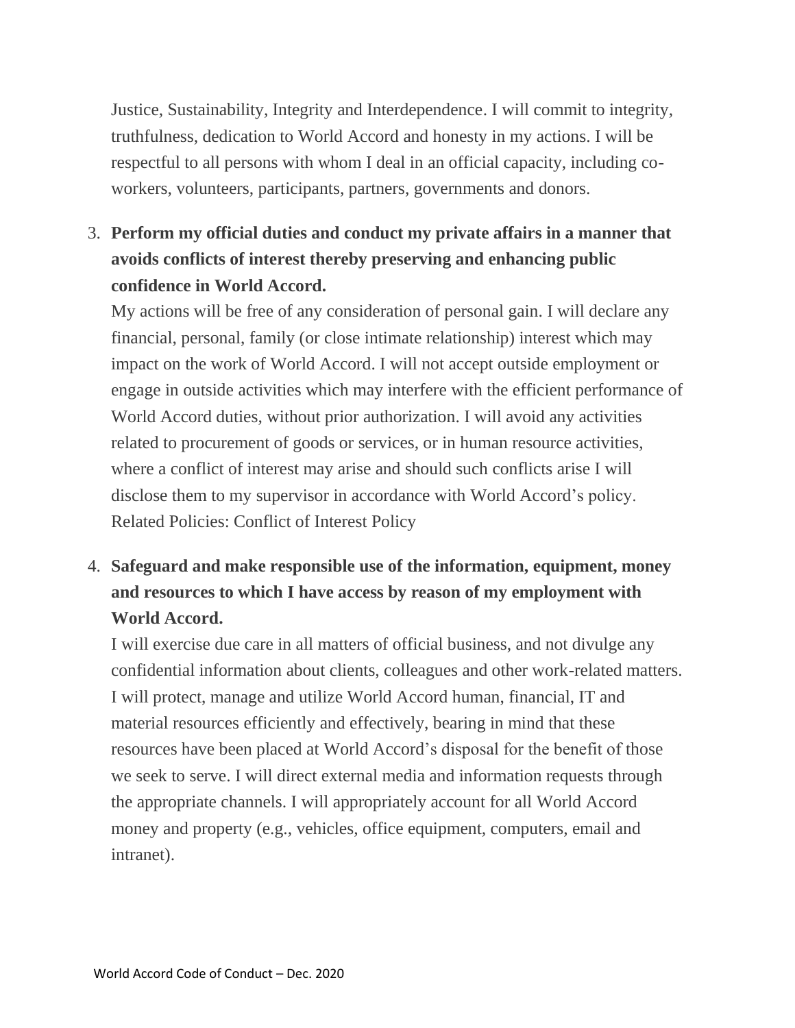Justice, Sustainability, Integrity and Interdependence. I will commit to integrity, truthfulness, dedication to World Accord and honesty in my actions. I will be respectful to all persons with whom I deal in an official capacity, including co-workers, volunteers, participants, partners, governments and donors.

3. **Perform my official duties and conduct my private affairs in a manner that avoids conflicts of interest thereby preserving and enhancing public confidence in World Accord.**
   My actions will be free of any consideration of personal gain. I will declare any financial, personal, family (or close intimate relationship) interest which may impact on the work of World Accord. I will not accept outside employment or engage in outside activities which may interfere with the efficient performance of World Accord duties, without prior authorization. I will avoid any activities related to procurement of goods or services, or in human resource activities, where a conflict of interest may arise and should such conflicts arise I will disclose them to my supervisor in accordance with World Accord's policy.
   Related Policies: Conflict of Interest Policy

4. **Safeguard and make responsible use of the information, equipment, money and resources to which I have access by reason of my employment with World Accord.**
   I will exercise due care in all matters of official business, and not divulge any confidential information about clients, colleagues and other work-related matters. I will protect, manage and utilize World Accord human, financial, IT and material resources efficiently and effectively, bearing in mind that these resources have been placed at World Accord's disposal for the benefit of those we seek to serve. I will direct external media and information requests through the appropriate channels. I will appropriately account for all World Accord money and property (e.g., vehicles, office equipment, computers, email and intranet).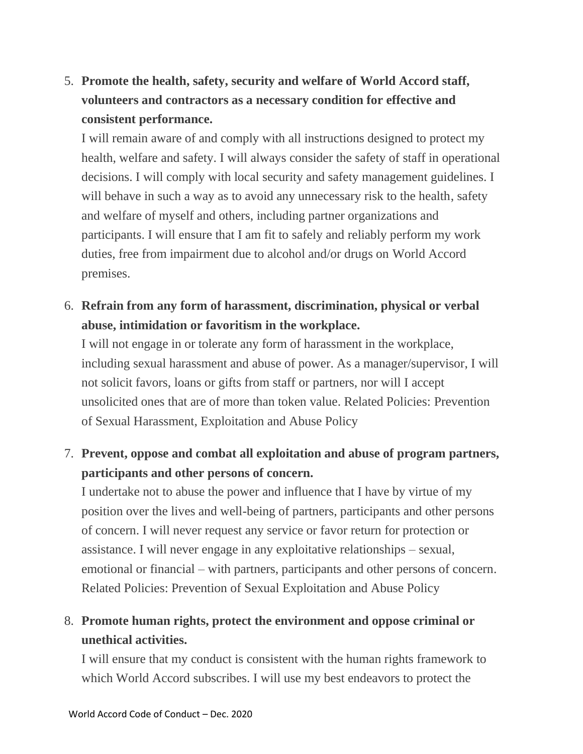5. **Promote the health, safety, security and welfare of World Accord staff, volunteers and contractors as a necessary condition for effective and consistent performance.**
   I will remain aware of and comply with all instructions designed to protect my health, welfare and safety. I will always consider the safety of staff in operational decisions. I will comply with local security and safety management guidelines. I will behave in such a way as to avoid any unnecessary risk to the health, safety and welfare of myself and others, including partner organizations and participants. I will ensure that I am fit to safely and reliably perform my work duties, free from impairment due to alcohol and/or drugs on World Accord premises.

6. **Refrain from any form of harassment, discrimination, physical or verbal abuse, intimidation or favoritism in the workplace.**
   I will not engage in or tolerate any form of harassment in the workplace, including sexual harassment and abuse of power. As a manager/supervisor, I will not solicit favors, loans or gifts from staff or partners, nor will I accept unsolicited ones that are of more than token value. Related Policies: Prevention of Sexual Harassment, Exploitation and Abuse Policy

7. **Prevent, oppose and combat all exploitation and abuse of program partners, participants and other persons of concern.**
   I undertake not to abuse the power and influence that I have by virtue of my position over the lives and well-being of partners, participants and other persons of concern. I will never request any service or favor return for protection or assistance. I will never engage in any exploitative relationships – sexual, emotional or financial – with partners, participants and other persons of concern. Related Policies: Prevention of Sexual Exploitation and Abuse Policy

8. **Promote human rights, protect the environment and oppose criminal or unethical activities.**
   I will ensure that my conduct is consistent with the human rights framework to which World Accord subscribes. I will use my best endeavors to protect the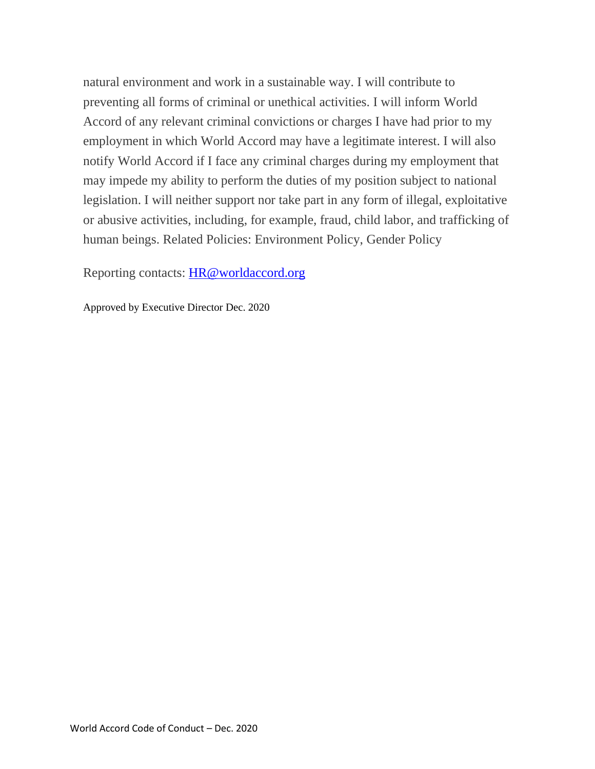natural environment and work in a sustainable way. I will contribute to preventing all forms of criminal or unethical activities. I will inform World Accord of any relevant criminal convictions or charges I have had prior to my employment in which World Accord may have a legitimate interest. I will also notify World Accord if I face any criminal charges during my employment that may impede my ability to perform the duties of my position subject to national legislation. I will neither support nor take part in any form of illegal, exploitative or abusive activities, including, for example, fraud, child labor, and trafficking of human beings. Related Policies: Environment Policy, Gender Policy

Reporting contacts: [HR@worldaccord.org](mailto:HR@worldaccord.org)

Approved by Executive Director Dec. 2020